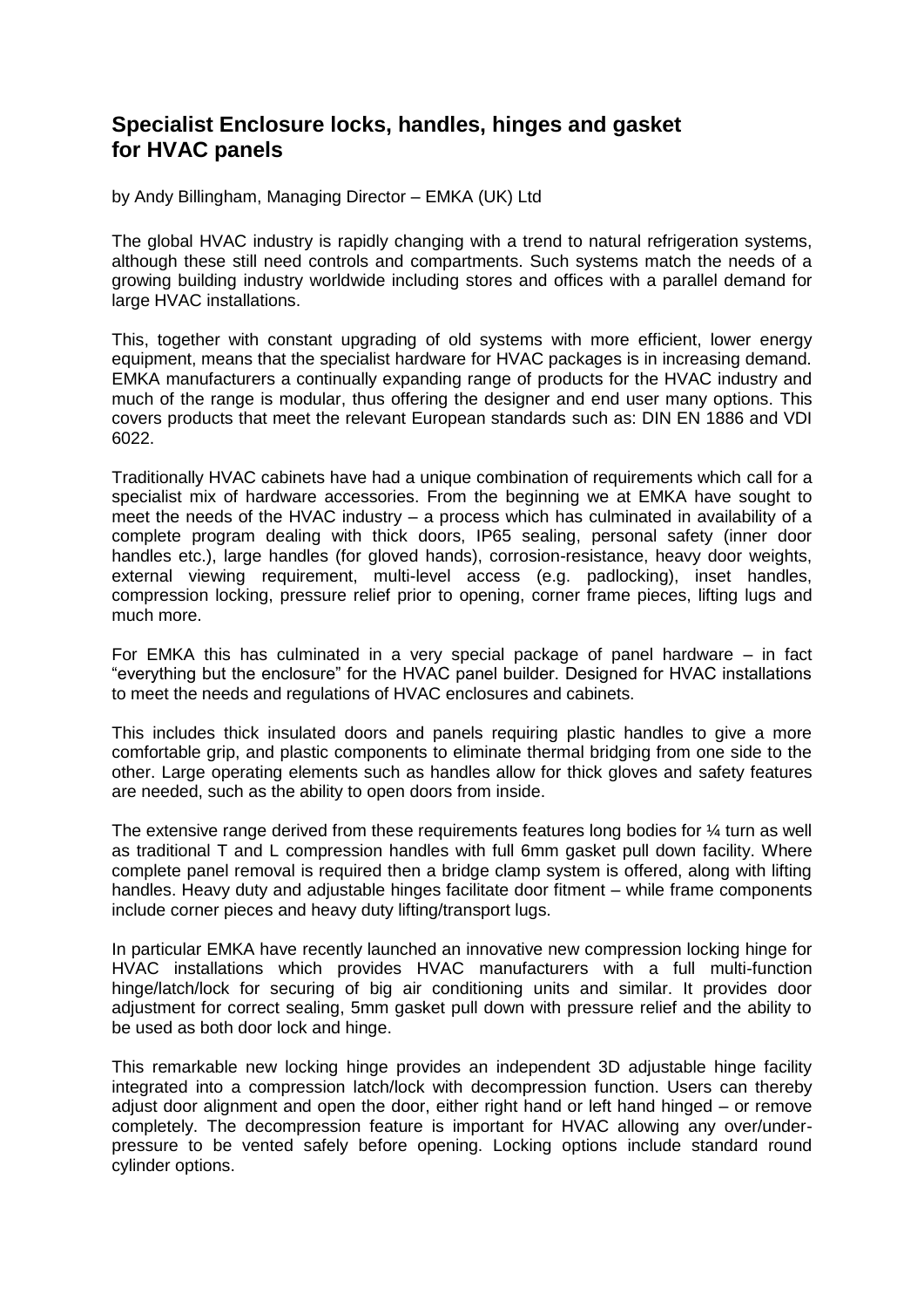## Specialist Enclosure locks, handles, hinges and gasket for HVAC panels

by Andy Billingham, Managing Director – EMKA (UK) Ltd

The global HVAC industry is rapidly changing with a trend to natural refrigeration systems, although these still need controls and compartments. Such systems match the needs of a growing building industry worldwide including stores and offices with a parallel demand for large HVAC installations.

This, together with constant upgrading of old systems with more efficient, lower energy equipment, means that the specialist hardware for HVAC packages is in increasing demand. EMKA manufacturers a continually expanding range of products for the HVAC industry and much of the range is modular, thus offering the designer and end user many options. This covers products that meet the relevant European standards such as: DIN EN 1886 and VDI 6022.

Traditionally HVAC cabinets have had a unique combination of requirements which call for a specialist mix of hardware accessories. From the beginning we at EMKA have sought to meet the needs of the HVAC industry – a process which has culminated in availability of a complete program dealing with thick doors, IP65 sealing, personal safety (inner door handles etc.), large handles (for gloved hands), corrosion-resistance, heavy door weights, external viewing requirement, multi-level access (e.g. padlocking), inset handles, compression locking, pressure relief prior to opening, corner frame pieces, lifting lugs and much more.

For EMKA this has culminated in a very special package of panel hardware – in fact "everything but the enclosure" for the HVAC panel builder. Designed for HVAC installations to meet the needs and regulations of HVAC enclosures and cabinets.

This includes thick insulated doors and panels requiring plastic handles to give a more comfortable grip, and plastic components to eliminate thermal bridging from one side to the other. Large operating elements such as handles allow for thick gloves and safety features are needed, such as the ability to open doors from inside.

The extensive range derived from these requirements features long bodies for ¼ turn as well as traditional T and L compression handles with full 6mm gasket pull down facility. Where complete panel removal is required then a bridge clamp system is offered, along with lifting handles. Heavy duty and adjustable hinges facilitate door fitment – while frame components include corner pieces and heavy duty lifting/transport lugs.

In particular EMKA have recently launched an innovative new compression locking hinge for HVAC installations which provides HVAC manufacturers with a full multi-function hinge/latch/lock for securing of big air conditioning units and similar. It provides door adjustment for correct sealing, 5mm gasket pull down with pressure relief and the ability to be used as both door lock and hinge.

This remarkable new locking hinge provides an independent 3D adjustable hinge facility integrated into a compression latch/lock with decompression function. Users can thereby adjust door alignment and open the door, either right hand or left hand hinged – or remove completely. The decompression feature is important for HVAC allowing any over/under-pressure to be vented safely before opening. Locking options include standard round cylinder options.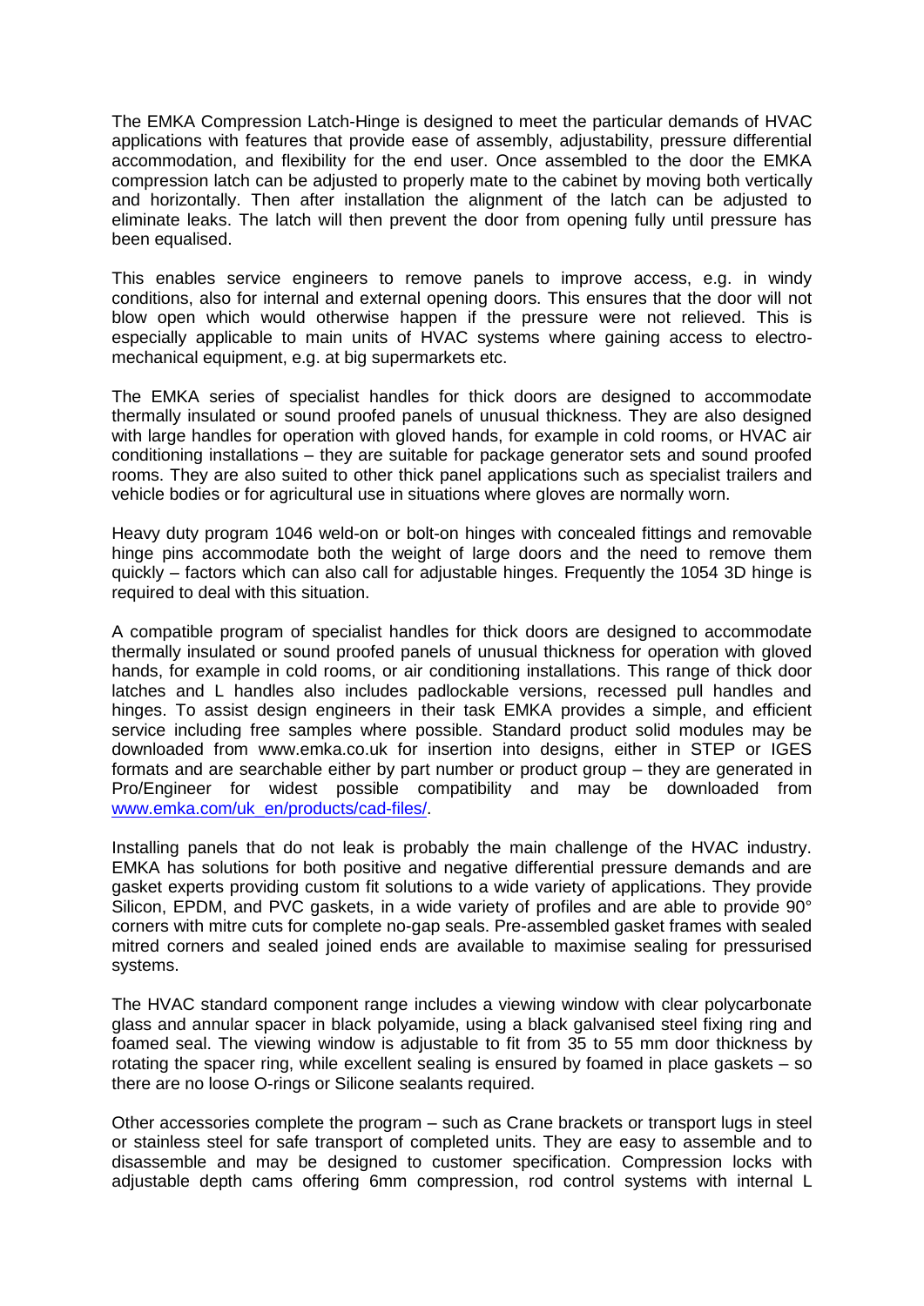The EMKA Compression Latch-Hinge is designed to meet the particular demands of HVAC applications with features that provide ease of assembly, adjustability, pressure differential accommodation, and flexibility for the end user. Once assembled to the door the EMKA compression latch can be adjusted to properly mate to the cabinet by moving both vertically and horizontally. Then after installation the alignment of the latch can be adjusted to eliminate leaks. The latch will then prevent the door from opening fully until pressure has been equalised.

This enables service engineers to remove panels to improve access, e.g. in windy conditions, also for internal and external opening doors. This ensures that the door will not blow open which would otherwise happen if the pressure were not relieved. This is especially applicable to main units of HVAC systems where gaining access to electro-mechanical equipment, e.g. at big supermarkets etc.

The EMKA series of specialist handles for thick doors are designed to accommodate thermally insulated or sound proofed panels of unusual thickness. They are also designed with large handles for operation with gloved hands, for example in cold rooms, or HVAC air conditioning installations – they are suitable for package generator sets and sound proofed rooms. They are also suited to other thick panel applications such as specialist trailers and vehicle bodies or for agricultural use in situations where gloves are normally worn.

Heavy duty program 1046 weld-on or bolt-on hinges with concealed fittings and removable hinge pins accommodate both the weight of large doors and the need to remove them quickly – factors which can also call for adjustable hinges. Frequently the 1054 3D hinge is required to deal with this situation.

A compatible program of specialist handles for thick doors are designed to accommodate thermally insulated or sound proofed panels of unusual thickness for operation with gloved hands, for example in cold rooms, or air conditioning installations. This range of thick door latches and L handles also includes padlockable versions, recessed pull handles and hinges. To assist design engineers in their task EMKA provides a simple, and efficient service including free samples where possible. Standard product solid modules may be downloaded from www.emka.co.uk for insertion into designs, either in STEP or IGES formats and are searchable either by part number or product group – they are generated in Pro/Engineer for widest possible compatibility and may be downloaded from [www.emka.com/uk_en/products/cad-files/](www.emka.com/uk_en/products/cad-files/).

Installing panels that do not leak is probably the main challenge of the HVAC industry. EMKA has solutions for both positive and negative differential pressure demands and are gasket experts providing custom fit solutions to a wide variety of applications. They provide Silicon, EPDM, and PVC gaskets, in a wide variety of profiles and are able to provide 90° corners with mitre cuts for complete no-gap seals. Pre-assembled gasket frames with sealed mitred corners and sealed joined ends are available to maximise sealing for pressurised systems.

The HVAC standard component range includes a viewing window with clear polycarbonate glass and annular spacer in black polyamide, using a black galvanised steel fixing ring and foamed seal. The viewing window is adjustable to fit from 35 to 55 mm door thickness by rotating the spacer ring, while excellent sealing is ensured by foamed in place gaskets – so there are no loose O-rings or Silicone sealants required.

Other accessories complete the program – such as Crane brackets or transport lugs in steel or stainless steel for safe transport of completed units. They are easy to assemble and to disassemble and may be designed to customer specification. Compression locks with adjustable depth cams offering 6mm compression, rod control systems with internal L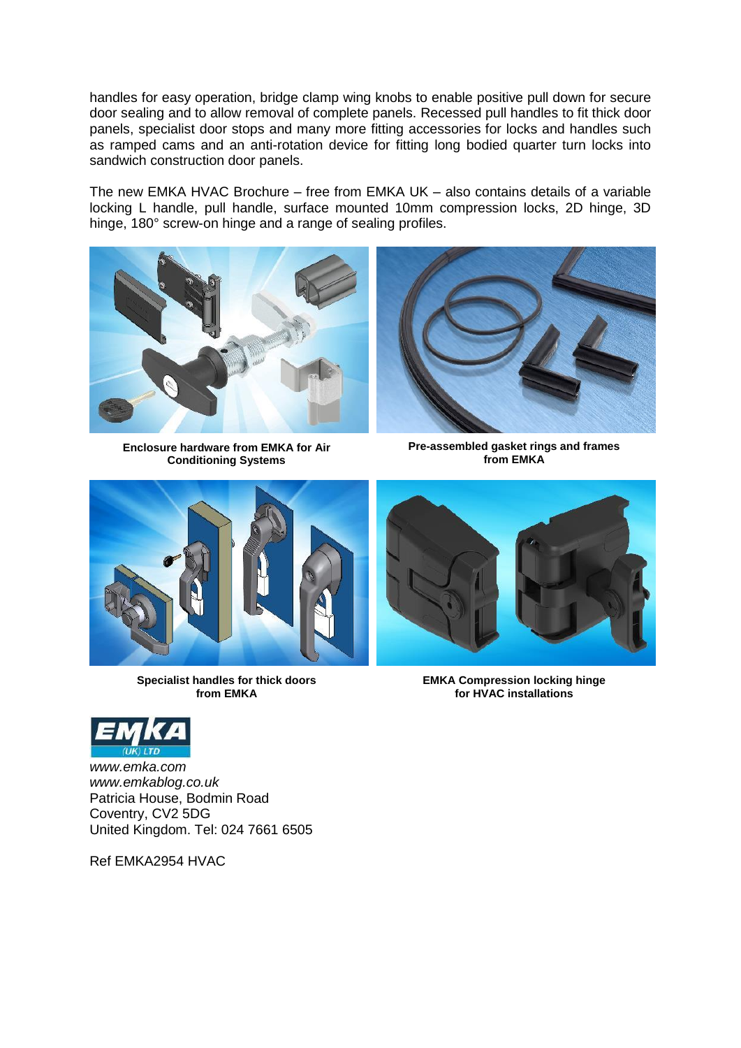handles for easy operation, bridge clamp wing knobs to enable positive pull down for secure door sealing and to allow removal of complete panels. Recessed pull handles to fit thick door panels, specialist door stops and many more fitting accessories for locks and handles such as ramped cams and an anti-rotation device for fitting long bodied quarter turn locks into sandwich construction door panels.

The new EMKA HVAC Brochure – free from EMKA UK – also contains details of a variable locking L handle, pull handle, surface mounted 10mm compression locks, 2D hinge, 3D hinge, 180° screw-on hinge and a range of sealing profiles.

**Enclosure hardware from EMKA for Air Conditioning Systems**

**Pre-assembled gasket rings and frames from EMKA**

**Specialist handles for thick doors from EMKA**

**EMKA Compression locking hinge for HVAC installations**

EMKA (UK) LTD

*www.emka.com*
*www.emkablog.co.uk*
Patricia House, Bodmin Road
Coventry, CV2 5DG
United Kingdom. Tel: 024 7661 6505

Ref EMKA2954 HVAC